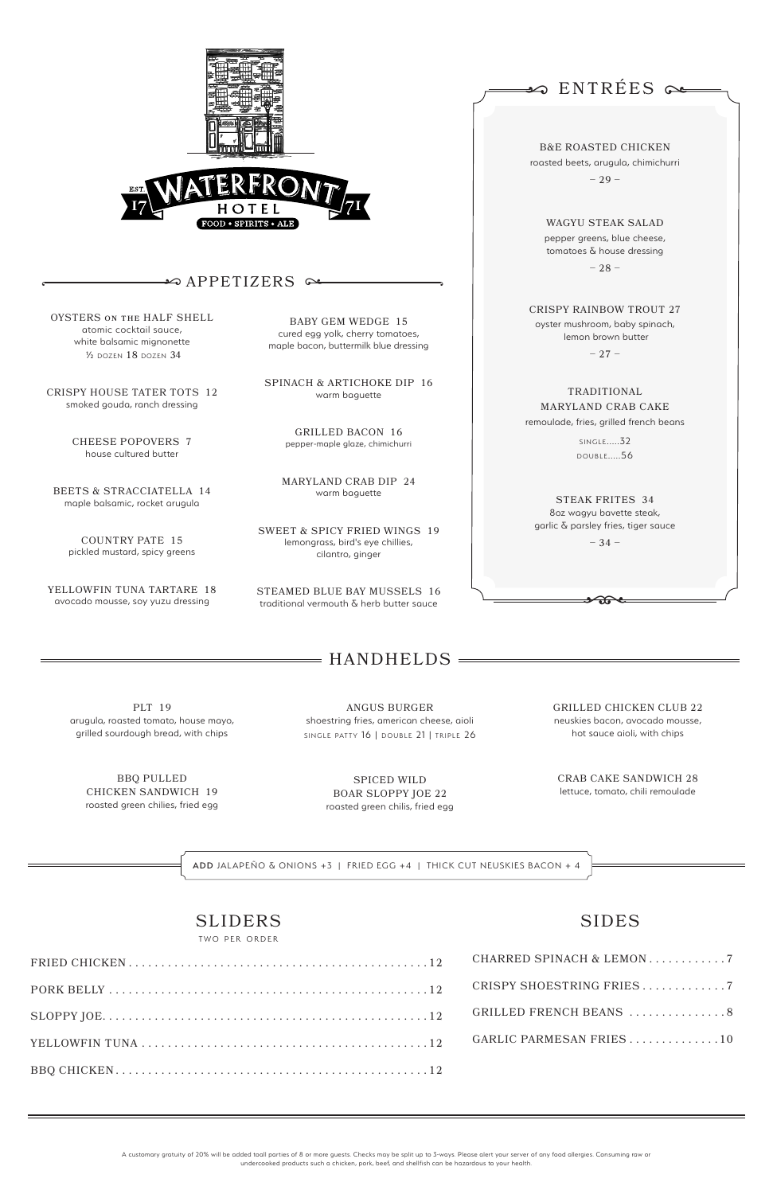# WATERFRONT HOTEL

EST. 1771

FOOD • SPIRITS • ALE

## APPETIZERS

**OYSTERS ON THE HALF SHELL**
atomic cocktail sauce, white balsamic mignonette
½ DOZEN 18 DOZEN 34

**CRISPY HOUSE TATER TOTS 12**
smoked gouda, ranch dressing

**CHEESE POPOVERS 7**
house cultured butter

**BEETS & STRACCIATELLA 14**
maple balsamic, rocket arugula

**COUNTRY PATE 15**
pickled mustard, spicy greens

**YELLOWFIN TUNA TARTARE 18**
avocado mousse, soy yuzu dressing

**BABY GEM WEDGE 15**
cured egg yolk, cherry tomatoes, maple bacon, buttermilk blue dressing

**SPINACH & ARTICHOKE DIP 16**
warm baguette

**GRILLED BACON 16**
pepper-maple glaze, chimichurri

**MARYLAND CRAB DIP 24**
warm baguette

**SWEET & SPICY FRIED WINGS 19**
lemongrass, bird's eye chillies, cilantro, ginger

**STEAMED BLUE BAY MUSSELS 16**
traditional vermouth & herb butter sauce

## ENTRÉES

**B&E ROASTED CHICKEN**
roasted beets, arugula, chimichurri
– 29 –

**WAGYU STEAK SALAD**
pepper greens, blue cheese, tomatoes & house dressing
– 28 –

**CRISPY RAINBOW TROUT 27**
oyster mushroom, baby spinach, lemon brown butter
– 27 –

**TRADITIONAL MARYLAND CRAB CAKE**
remoulade, fries, grilled french beans
SINGLE......32
DOUBLE......56

**STEAK FRITES 34**
8oz wagyu bavette steak, garlic & parsley fries, tiger sauce
– 34 –

## HANDHELDS

**PLT 19**
arugula, roasted tomato, house mayo, grilled sourdough bread, with chips

**ANGUS BURGER**
shoestring fries, american cheese, aioli
SINGLE PATTY 16 | DOUBLE 21 | TRIPLE 26

**GRILLED CHICKEN CLUB 22**
neuskies bacon, avocado mousse, hot sauce aioli, with chips

**BBQ PULLED CHICKEN SANDWICH 19**
roasted green chilies, fried egg

**SPICED WILD BOAR SLOPPY JOE 22**
roasted green chilis, fried egg

**CRAB CAKE SANDWICH 28**
lettuce, tomato, chili remoulade

**ADD** JALAPEÑO & ONIONS +3 | FRIED EGG +4 | THICK CUT NEUSKIES BACON + 4

## SLIDERS

TWO PER ORDER

- FRIED CHICKEN ..... 12
- PORK BELLY ..... 12
- SLOPPY JOE ..... 12
- YELLOWFIN TUNA ..... 12
- BBQ CHICKEN ..... 12

## SIDES

- CHARRED SPINACH & LEMON ..... 7
- CRISPY SHOESTRING FRIES ..... 7
- GRILLED FRENCH BEANS ..... 8
- GARLIC PARMESAN FRIES ..... 10

A customary gratuity of 20% will be added toall parties of 8 or more guests. Checks may be split up to 3-ways. Please alert your server of any food allergies. Consuming raw or undercooked products such a chicken, pork, beef, and shellfish can be hazardous to your health.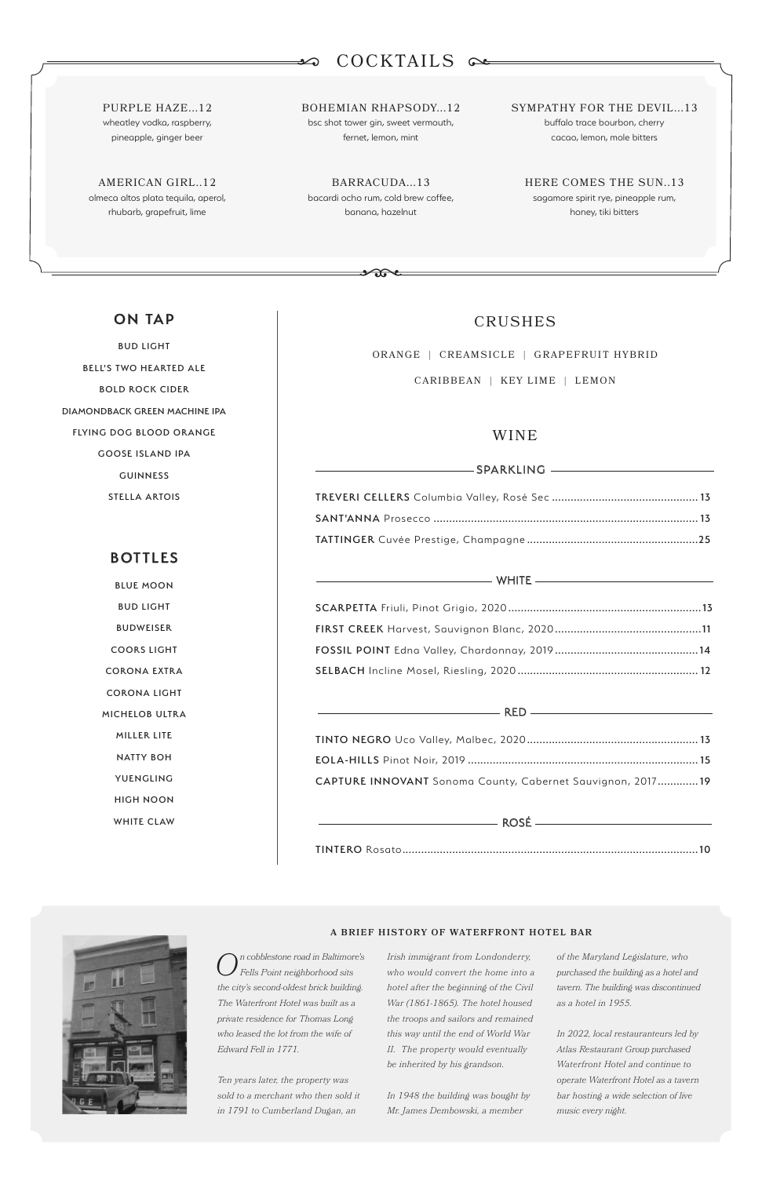# COCKTAILS

**PURPLE HAZE...12**
wheatley vodka, raspberry, pineapple, ginger beer

**BOHEMIAN RHAPSODY...12**
bsc shot tower gin, sweet vermouth, fernet, lemon, mint

**SYMPATHY FOR THE DEVIL...13**
buffalo trace bourbon, cherry cacao, lemon, mole bitters

**AMERICAN GIRL..12**
olmeca altos plata tequila, aperol, rhubarb, grapefruit, lime

**BARRACUDA...13**
bacardi ocho rum, cold brew coffee, banana, hazelnut

**HERE COMES THE SUN..13**
sagamore spirit rye, pineapple rum, honey, tiki bitters

## ON TAP

- BUD LIGHT
- BELL'S TWO HEARTED ALE
- BOLD ROCK CIDER
- DIAMONDBACK GREEN MACHINE IPA
- FLYING DOG BLOOD ORANGE
- GOOSE ISLAND IPA
- GUINNESS
- STELLA ARTOIS

## BOTTLES

- BLUE MOON
- BUD LIGHT
- BUDWEISER
- COORS LIGHT
- CORONA EXTRA
- CORONA LIGHT
- MICHELOB ULTRA
- MILLER LITE
- NATTY BOH
- YUENGLING
- HIGH NOON
- WHITE CLAW

## CRUSHES

ORANGE | CREAMSICLE | GRAPEFRUIT HYBRID

CARIBBEAN | KEY LIME | LEMON

## WINE

### SPARKLING

**TREVERI CELLERS** Columbia Valley, Rosé Sec ... 13

**SANT'ANNA** Prosecco ... 13

**TATTINGER** Cuvée Prestige, Champagne ... 25

### WHITE

**SCARPETTA** Friuli, Pinot Grigio, 2020 ... 13

**FIRST CREEK** Harvest, Sauvignon Blanc, 2020 ... 11

**FOSSIL POINT** Edna Valley, Chardonnay, 2019 ... 14

**SELBACH** Incline Mosel, Riesling, 2020 ... 12

### RED

**TINTO NEGRO** Uco Valley, Malbec, 2020 ... 13

**EOLA-HILLS** Pinot Noir, 2019 ... 15

**CAPTURE INNOVANT** Sonoma County, Cabernet Sauvignon, 2017 ... 19

### ROSÉ

**TINTERO** Rosato ... 10

### A BRIEF HISTORY OF WATERFRONT HOTEL BAR

*On cobblestone road in Baltimore's Fells Point neighborhood sits the city's second-oldest brick building. The Waterfront Hotel was built as a private residence for Thomas Long who leased the lot from the wife of Edward Fell in 1771.*

*Ten years later, the property was sold to a merchant who then sold it in 1791 to Cumberland Dugan, an Irish immigrant from Londonderry, who would convert the home into a hotel after the beginning of the Civil War (1861-1865). The hotel housed the troops and sailors and remained this way until the end of World War II. The property would eventually be inherited by his grandson.*

*In 1948 the building was bought by Mr. James Dembowski, a member of the Maryland Legislature, who purchased the building as a hotel and tavern. The building was discontinued as a hotel in 1955.*

*In 2022, local restauranteurs led by Atlas Restaurant Group purchased Waterfront Hotel and continue to operate Waterfront Hotel as a tavern bar hosting a wide selection of live music every night.*